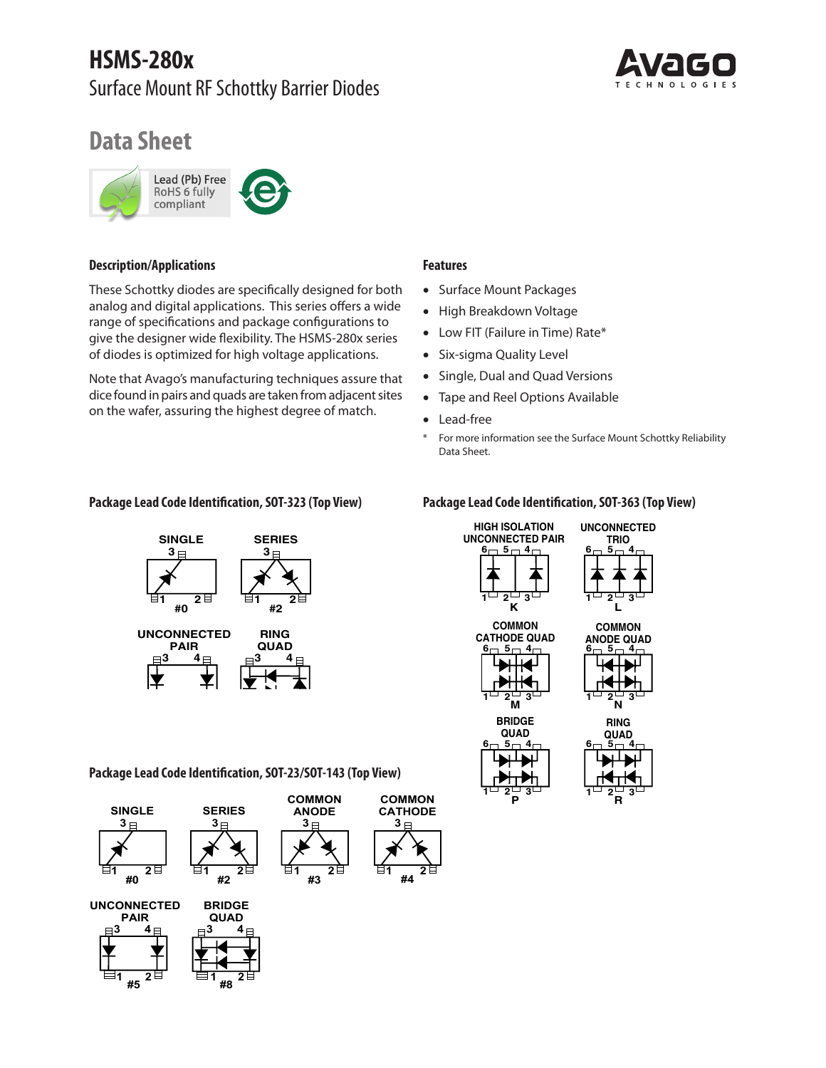# HSMS-280x

## Surface Mount RF Schottky Barrier Diodes

## Data Sheet

Lead (Pb) Free
RoHS 6 fully compliant

### Description/Applications

These Schottky diodes are specifically designed for both analog and digital applications. This series offers a wide range of specifications and package configurations to give the designer wide flexibility. The HSMS-280x series of diodes is optimized for high voltage applications.

Note that Avago's manufacturing techniques assure that dice found in pairs and quads are taken from adjacent sites on the wafer, assuring the highest degree of match.

### Features

- Surface Mount Packages
- High Breakdown Voltage
- Low FIT (Failure in Time) Rate*
- Six-sigma Quality Level
- Single, Dual and Quad Versions
- Tape and Reel Options Available
- Lead-free

\* For more information see the Surface Mount Schottky Reliability Data Sheet.

### Package Lead Code Identification, SOT-323 (Top View)

SINGLE #0 — SERIES #2 — UNCONNECTED PAIR — RING QUAD

### Package Lead Code Identification, SOT-23/SOT-143 (Top View)

SINGLE #0 — SERIES #2 — COMMON ANODE #3 — COMMON CATHODE #4 — UNCONNECTED PAIR #5 — BRIDGE QUAD #8

### Package Lead Code Identification, SOT-363 (Top View)

HIGH ISOLATION UNCONNECTED PAIR K — UNCONNECTED TRIO L — COMMON CATHODE QUAD M — COMMON ANODE QUAD N — BRIDGE QUAD P — RING QUAD R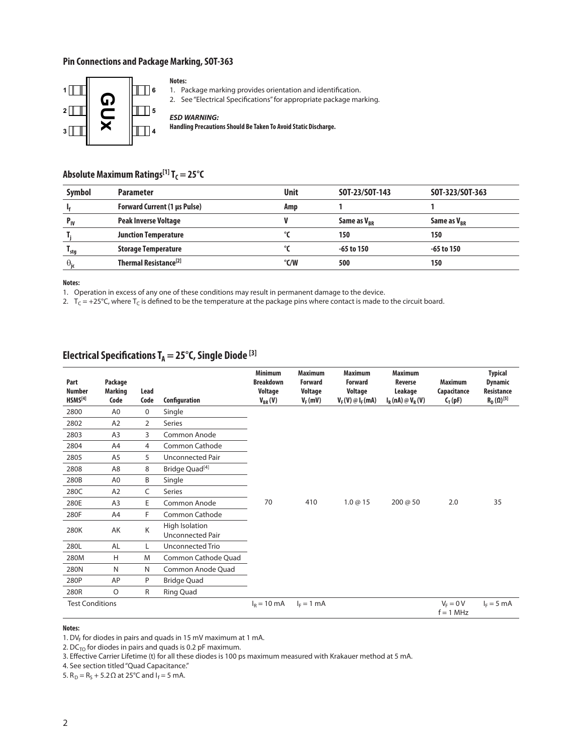### Pin Connections and Package Marking, SOT-363

1 | 6
2 GUx 5
3 | 4

**Notes:**

1. Package marking provides orientation and identification.
2. See "Electrical Specifications" for appropriate package marking.

***ESD WARNING:***
**Handling Precautions Should Be Taken To Avoid Static Discharge.**

## Absolute Maximum Ratings[1] $T_C = 25°C$

| Symbol | Parameter | Unit | SOT-23/SOT-143 | SOT-323/SOT-363 |
|---|---|---|---|---|
| $I_f$ | Forward Current (1 µs Pulse) | Amp | 1 | 1 |
| $P_{IV}$ | Peak Inverse Voltage | V | Same as $V_{BR}$ | Same as $V_{BR}$ |
| $T_j$ | Junction Temperature | °C | 150 | 150 |
| $T_{stg}$ | Storage Temperature | °C | -65 to 150 | -65 to 150 |
| $\theta_{jc}$ | Thermal Resistance[2] | °C/W | 500 | 150 |

**Notes:**

1. Operation in excess of any one of these conditions may result in permanent damage to the device.
2. $T_C$ = +25°C, where $T_C$ is defined to be the temperature at the package pins where contact is made to the circuit board.

## Electrical Specifications $T_A = 25°C$, Single Diode [3]

| Part Number HSMS[4] | Package Marking Code | Lead Code | Configuration | Minimum Breakdown Voltage $V_{BR}$ (V) | Maximum Forward Voltage $V_F$ (mV) | Maximum Forward Voltage $V_F$ (V) @ $I_F$ (mA) | Maximum Reverse Leakage $I_R$ (nA) @ $V_R$ (V) | Maximum Capacitance $C_T$ (pF) | Typical Dynamic Resistance $R_D$ (Ω)[5] |
|---|---|---|---|---|---|---|---|---|---|
| 2800 | A0 | 0 | Single | 70 | 410 | 1.0 @ 15 | 200 @ 50 | 2.0 | 35 |
| 2802 | A2 | 2 | Series | | | | | | |
| 2803 | A3 | 3 | Common Anode | | | | | | |
| 2804 | A4 | 4 | Common Cathode | | | | | | |
| 2805 | A5 | 5 | Unconnected Pair | | | | | | |
| 2808 | A8 | 8 | Bridge Quad[4] | | | | | | |
| 280B | A0 | B | Single | | | | | | |
| 280C | A2 | C | Series | | | | | | |
| 280E | A3 | E | Common Anode | | | | | | |
| 280F | A4 | F | Common Cathode | | | | | | |
| 280K | AK | K | High Isolation Unconnected Pair | | | | | | |
| 280L | AL | L | Unconnected Trio | | | | | | |
| 280M | H | M | Common Cathode Quad | | | | | | |
| 280N | N | N | Common Anode Quad | | | | | | |
| 280P | AP | P | Bridge Quad | | | | | | |
| 280R | O | R | Ring Quad | | | | | | |
| Test Conditions | | | | $I_R$ = 10 mA | $I_F$ = 1 mA | | | $V_F$ = 0 V f = 1 MHz | $I_F$ = 5 mA |

**Notes:**

1. $DV_F$ for diodes in pairs and quads in 15 mV maximum at 1 mA.
2. $DC_{TO}$ for diodes in pairs and quads is 0.2 pF maximum.
3. Effective Carrier Lifetime (t) for all these diodes is 100 ps maximum measured with Krakauer method at 5 mA.
4. See section titled "Quad Capacitance."
5. $R_D = R_S + 5.2\,\Omega$ at 25°C and $I_f$ = 5 mA.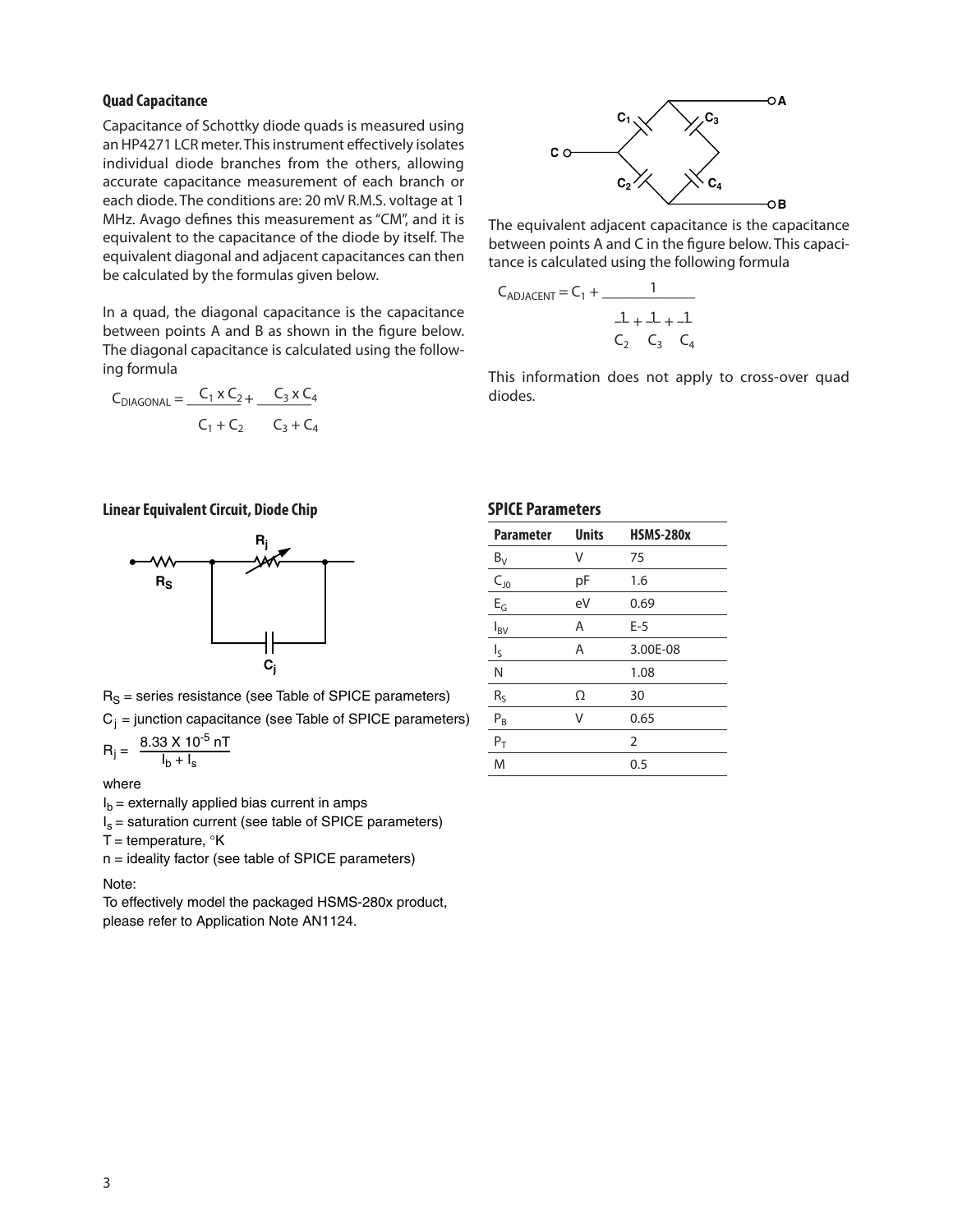### Quad Capacitance

Capacitance of Schottky diode quads is measured using an HP4271 LCR meter. This instrument effectively isolates individual diode branches from the others, allowing accurate capacitance measurement of each branch or each diode. The conditions are: 20 mV R.M.S. voltage at 1 MHz. Avago defines this measurement as "CM", and it is equivalent to the capacitance of the diode by itself. The equivalent diagonal and adjacent capacitances can then be calculated by the formulas given below.

In a quad, the diagonal capacitance is the capacitance between points A and B as shown in the figure below. The diagonal capacitance is calculated using the following formula

$$C_{DIAGONAL} = \frac{C_1 \times C_2}{C_1 + C_2} + \frac{C_3 \times C_4}{C_3 + C_4}$$

The equivalent adjacent capacitance is the capacitance between points A and C in the figure below. This capacitance is calculated using the following formula

$$C_{ADJACENT} = C_1 + \frac{1}{\frac{1}{C_2} + \frac{1}{C_3} + \frac{1}{C_4}}$$

This information does not apply to cross-over quad diodes.

### Linear Equivalent Circuit, Diode Chip

$R_S$ = series resistance (see Table of SPICE parameters)

$C_j$ = junction capacitance (see Table of SPICE parameters)

$$R_j = \frac{8.33 \times 10^{-5}\ nT}{I_b + I_s}$$

where

$I_b$ = externally applied bias current in amps

$I_s$ = saturation current (see table of SPICE parameters)

$T$ = temperature, °K

$n$ = ideality factor (see table of SPICE parameters)

Note:

To effectively model the packaged HSMS-280x product, please refer to Application Note AN1124.

### SPICE Parameters

| Parameter | Units | HSMS-280x |
|---|---|---|
| $B_V$ | V | 75 |
| $C_{J0}$ | pF | 1.6 |
| $E_G$ | eV | 0.69 |
| $I_{BV}$ | A | E-5 |
| $I_S$ | A | 3.00E-08 |
| N | | 1.08 |
| $R_S$ | Ω | 30 |
| $P_B$ | V | 0.65 |
| $P_T$ | | 2 |
| M | | 0.5 |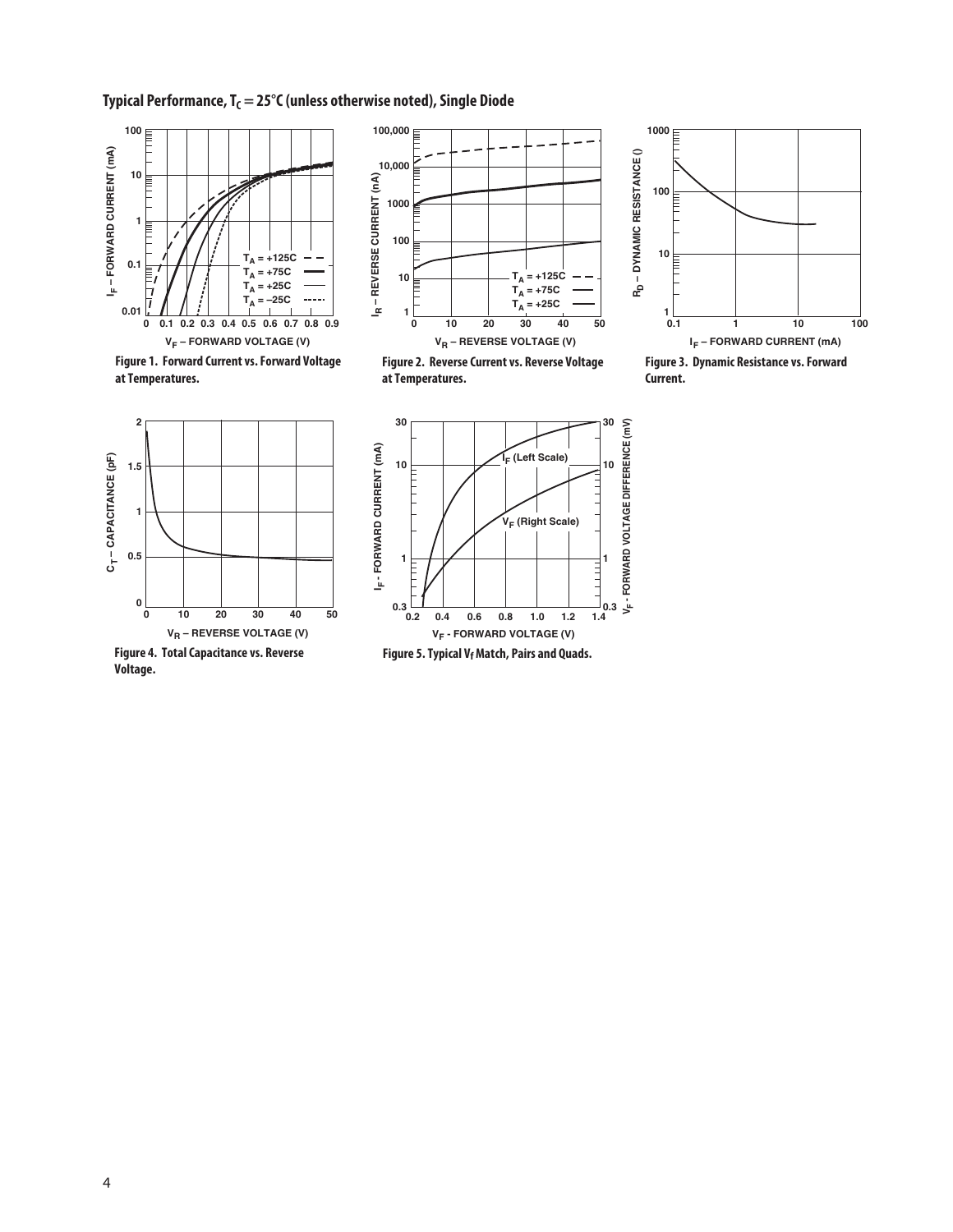## Typical Performance, $T_C = 25°C$ (unless otherwise noted), Single Diode

Figure 1. Forward Current vs. Forward Voltage at Temperatures.

Figure 2. Reverse Current vs. Reverse Voltage at Temperatures.

Figure 3. Dynamic Resistance vs. Forward Current.

Figure 4. Total Capacitance vs. Reverse Voltage.

Figure 5. Typical $V_f$ Match, Pairs and Quads.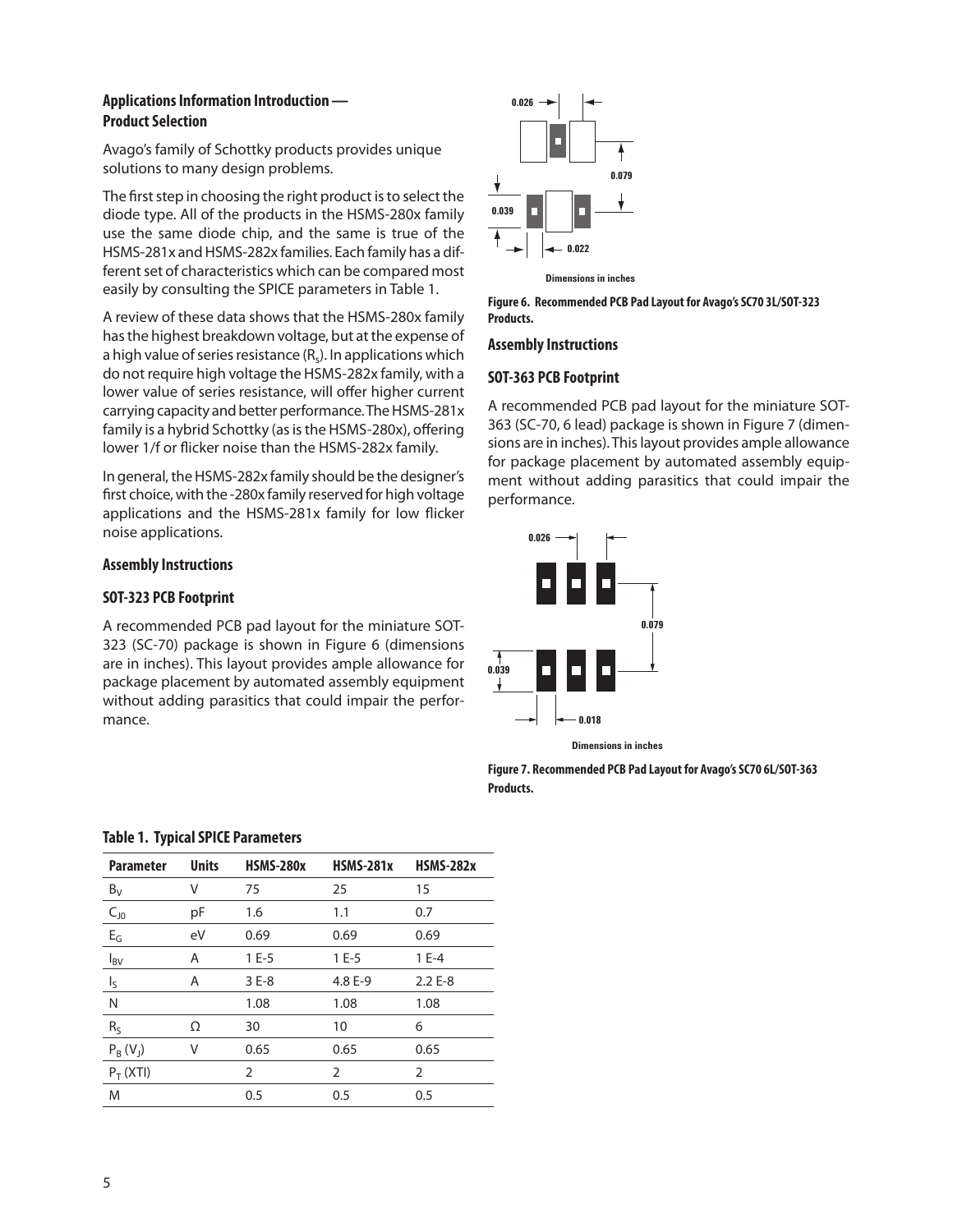## Applications Information Introduction — Product Selection

Avago's family of Schottky products provides unique solutions to many design problems.

The first step in choosing the right product is to select the diode type. All of the products in the HSMS-280x family use the same diode chip, and the same is true of the HSMS-281x and HSMS-282x families. Each family has a different set of characteristics which can be compared most easily by consulting the SPICE parameters in Table 1.

A review of these data shows that the HSMS-280x family has the highest breakdown voltage, but at the expense of a high value of series resistance ($R_s$). In applications which do not require high voltage the HSMS-282x family, with a lower value of series resistance, will offer higher current carrying capacity and better performance. The HSMS-281x family is a hybrid Schottky (as is the HSMS-280x), offering lower 1/f or flicker noise than the HSMS-282x family.

In general, the HSMS-282x family should be the designer's first choice, with the -280x family reserved for high voltage applications and the HSMS-281x family for low flicker noise applications.

### Assembly Instructions

### SOT-323 PCB Footprint

A recommended PCB pad layout for the miniature SOT-323 (SC-70) package is shown in Figure 6 (dimensions are in inches). This layout provides ample allowance for package placement by automated assembly equipment without adding parasitics that could impair the performance.

0.026

0.079

0.039

0.022

Dimensions in inches

**Figure 6. Recommended PCB Pad Layout for Avago's SC70 3L/SOT-323 Products.**

### Assembly Instructions

### SOT-363 PCB Footprint

A recommended PCB pad layout for the miniature SOT-363 (SC-70, 6 lead) package is shown in Figure 7 (dimensions are in inches). This layout provides ample allowance for package placement by automated assembly equipment without adding parasitics that could impair the performance.

0.026

0.079

0.039

0.018

Dimensions in inches

**Figure 7. Recommended PCB Pad Layout for Avago's SC70 6L/SOT-363 Products.**

**Table 1. Typical SPICE Parameters**

| Parameter | Units | HSMS-280x | HSMS-281x | HSMS-282x |
|---|---|---|---|---|
| $B_V$ | V | 75 | 25 | 15 |
| $C_{J0}$ | pF | 1.6 | 1.1 | 0.7 |
| $E_G$ | eV | 0.69 | 0.69 | 0.69 |
| $I_{BV}$ | A | 1 E-5 | 1 E-5 | 1 E-4 |
| $I_S$ | A | 3 E-8 | 4.8 E-9 | 2.2 E-8 |
| N | | 1.08 | 1.08 | 1.08 |
| $R_S$ | Ω | 30 | 10 | 6 |
| $P_B$ ($V_J$) | V | 0.65 | 0.65 | 0.65 |
| $P_T$ (XTI) | | 2 | 2 | 2 |
| M | | 0.5 | 0.5 | 0.5 |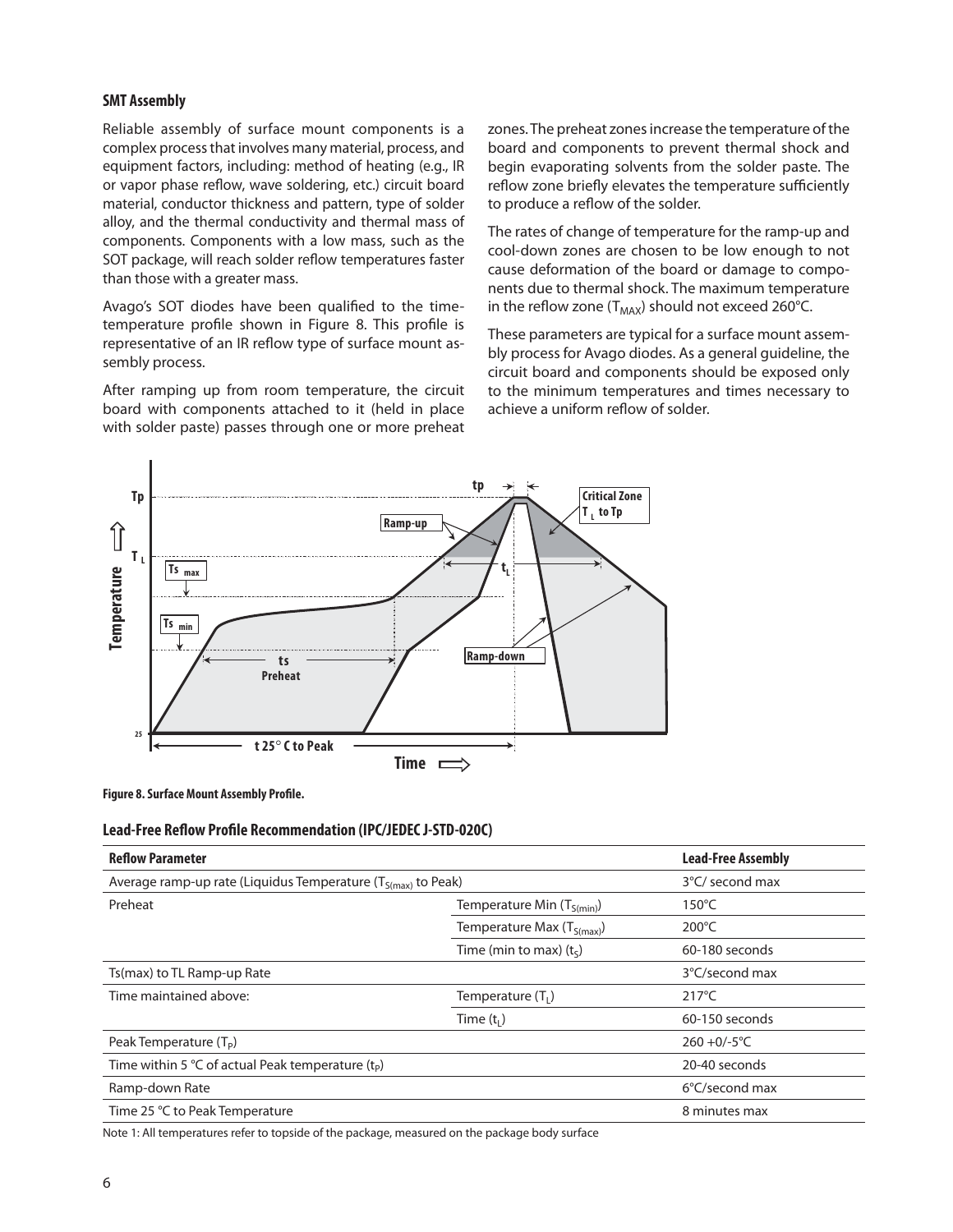### SMT Assembly

Reliable assembly of surface mount components is a complex process that involves many material, process, and equipment factors, including: method of heating (e.g., IR or vapor phase reflow, wave soldering, etc.) circuit board material, conductor thickness and pattern, type of solder alloy, and the thermal conductivity and thermal mass of components. Components with a low mass, such as the SOT package, will reach solder reflow temperatures faster than those with a greater mass.

Avago's SOT diodes have been qualified to the time-temperature profile shown in Figure 8. This profile is representative of an IR reflow type of surface mount assembly process.

After ramping up from room temperature, the circuit board with components attached to it (held in place with solder paste) passes through one or more preheat zones. The preheat zones increase the temperature of the board and components to prevent thermal shock and begin evaporating solvents from the solder paste. The reflow zone briefly elevates the temperature sufficiently to produce a reflow of the solder.

The rates of change of temperature for the ramp-up and cool-down zones are chosen to be low enough to not cause deformation of the board or damage to components due to thermal shock. The maximum temperature in the reflow zone ($T_{MAX}$) should not exceed 260°C.

These parameters are typical for a surface mount assembly process for Avago diodes. As a general guideline, the circuit board and components should be exposed only to the minimum temperatures and times necessary to achieve a uniform reflow of solder.

**Figure 8. Surface Mount Assembly Profile.**

### Lead-Free Reflow Profile Recommendation (IPC/JEDEC J-STD-020C)

| Reflow Parameter | | Lead-Free Assembly |
|---|---|---|
| Average ramp-up rate (Liquidus Temperature ($T_{S(max)}$ to Peak) | | 3°C/ second max |
| Preheat | Temperature Min ($T_{S(min)}$) | 150°C |
| | Temperature Max ($T_{S(max)}$) | 200°C |
| | Time (min to max) ($t_S$) | 60-180 seconds |
| Ts(max) to TL Ramp-up Rate | | 3°C/second max |
| Time maintained above: | Temperature ($T_L$) | 217°C |
| | Time ($t_L$) | 60-150 seconds |
| Peak Temperature ($T_P$) | | 260 +0/-5°C |
| Time within 5 °C of actual Peak temperature ($t_P$) | | 20-40 seconds |
| Ramp-down Rate | | 6°C/second max |
| Time 25 °C to Peak Temperature | | 8 minutes max |

Note 1: All temperatures refer to topside of the package, measured on the package body surface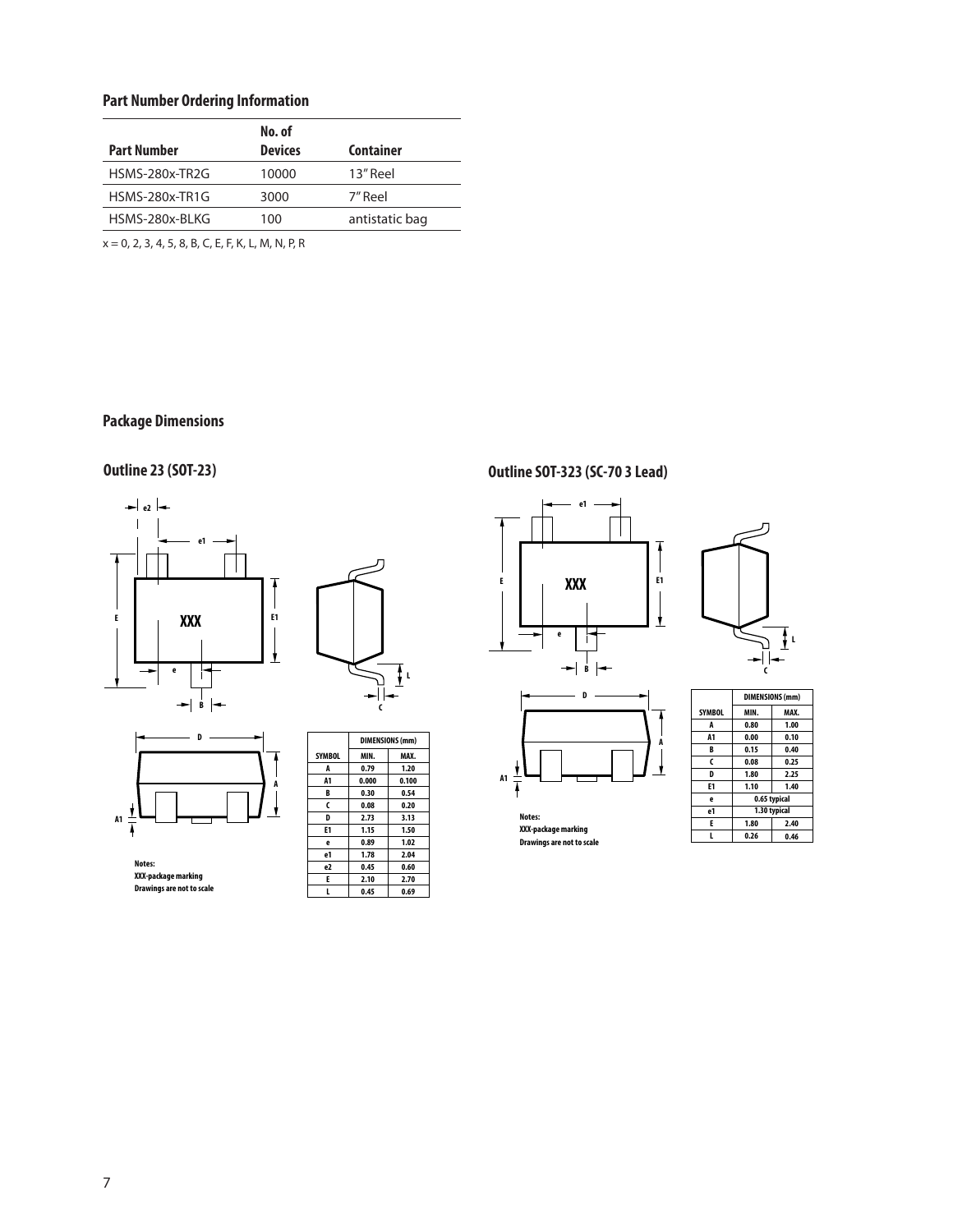## Part Number Ordering Information

| Part Number | No. of Devices | Container |
|---|---|---|
| HSMS-280x-TR2G | 10000 | 13" Reel |
| HSMS-280x-TR1G | 3000 | 7" Reel |
| HSMS-280x-BLKG | 100 | antistatic bag |

x = 0, 2, 3, 4, 5, 8, B, C, E, F, K, L, M, N, P, R

## Package Dimensions

### Outline 23 (SOT-23)

Notes:
XXX-package marking
Drawings are not to scale

| SYMBOL | DIMENSIONS (mm) MIN. | MAX. |
|---|---|---|
| A | 0.79 | 1.20 |
| A1 | 0.000 | 0.100 |
| B | 0.30 | 0.54 |
| C | 0.08 | 0.20 |
| D | 2.73 | 3.13 |
| E1 | 1.15 | 1.50 |
| e | 0.89 | 1.02 |
| e1 | 1.78 | 2.04 |
| e2 | 0.45 | 0.60 |
| E | 2.10 | 2.70 |
| L | 0.45 | 0.69 |

### Outline SOT-323 (SC-70 3 Lead)

Notes:
XXX-package marking
Drawings are not to scale

| SYMBOL | DIMENSIONS (mm) MIN. | MAX. |
|---|---|---|
| A | 0.80 | 1.00 |
| A1 | 0.00 | 0.10 |
| B | 0.15 | 0.40 |
| C | 0.08 | 0.25 |
| D | 1.80 | 2.25 |
| E1 | 1.10 | 1.40 |
| e | 0.65 typical | |
| e1 | 1.30 typical | |
| E | 1.80 | 2.40 |
| L | 0.26 | 0.46 |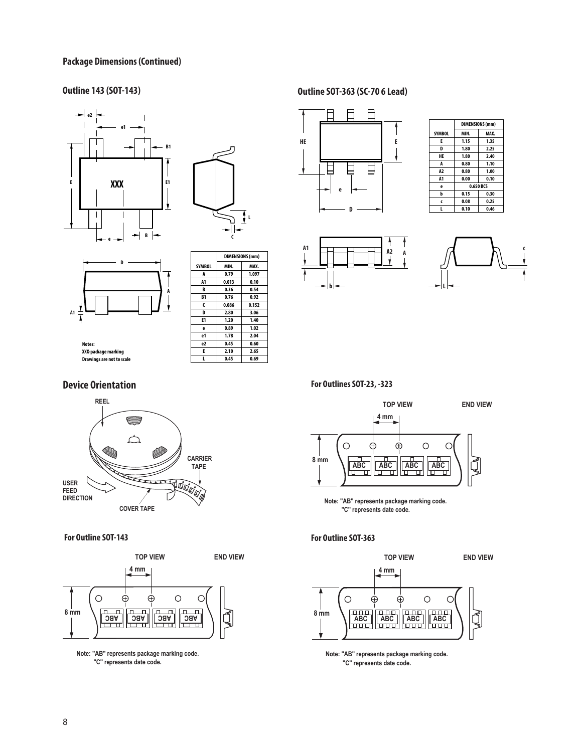## Package Dimensions (Continued)

### Outline 143 (SOT-143)

| SYMBOL | DIMENSIONS (mm) | |
|---|---|---|
| | MIN. | MAX. |
| A | 0.79 | 1.097 |
| A1 | 0.013 | 0.10 |
| B | 0.36 | 0.54 |
| B1 | 0.76 | 0.92 |
| C | 0.086 | 0.152 |
| D | 2.80 | 3.06 |
| E1 | 1.20 | 1.40 |
| e | 0.89 | 1.02 |
| e1 | 1.78 | 2.04 |
| e2 | 0.45 | 0.60 |
| E | 2.10 | 2.65 |
| L | 0.45 | 0.69 |

Notes:
XXX-package marking
Drawings are not to scale

### Outline SOT-363 (SC-70 6 Lead)

| SYMBOL | DIMENSIONS (mm) | |
|---|---|---|
| | MIN. | MAX. |
| E | 1.15 | 1.35 |
| D | 1.80 | 2.25 |
| HE | 1.80 | 2.40 |
| A | 0.80 | 1.10 |
| A2 | 0.80 | 1.00 |
| A1 | 0.00 | 0.10 |
| e | 0.650 BCS | |
| b | 0.15 | 0.30 |
| c | 0.08 | 0.25 |
| L | 0.10 | 0.46 |

## Device Orientation

REEL

CARRIER TAPE

USER FEED DIRECTION

COVER TAPE

### For Outlines SOT-23, -323

TOP VIEW — END VIEW

4 mm

8 mm

Note: "AB" represents package marking code.
"C" represents date code.

### For Outline SOT-143

TOP VIEW — END VIEW

4 mm

8 mm

Note: "AB" represents package marking code.
"C" represents date code.

### For Outline SOT-363

TOP VIEW — END VIEW

4 mm

8 mm

Note: "AB" represents package marking code.
"C" represents date code.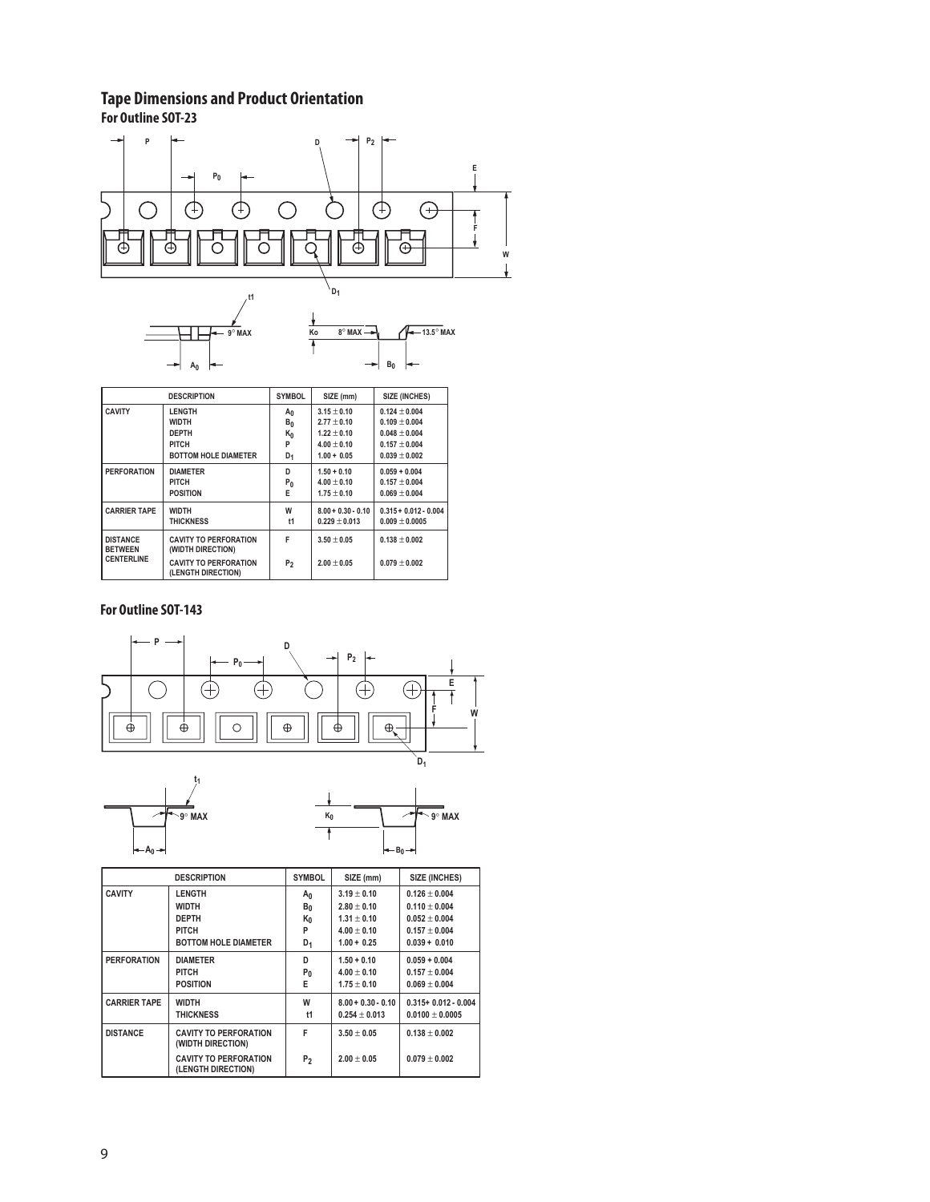## Tape Dimensions and Product Orientation

### For Outline SOT-23

| | DESCRIPTION | SYMBOL | SIZE (mm) | SIZE (INCHES) |
|---|---|---|---|---|
| CAVITY | LENGTH | $A_0$ | 3.15 ± 0.10 | 0.124 ± 0.004 |
| | WIDTH | $B_0$ | 2.77 ± 0.10 | 0.109 ± 0.004 |
| | DEPTH | $K_0$ | 1.22 ± 0.10 | 0.048 ± 0.004 |
| | PITCH | P | 4.00 ± 0.10 | 0.157 ± 0.004 |
| | BOTTOM HOLE DIAMETER | $D_1$ | 1.00 + 0.05 | 0.039 ± 0.002 |
| PERFORATION | DIAMETER | D | 1.50 + 0.10 | 0.059 + 0.004 |
| | PITCH | $P_0$ | 4.00 ± 0.10 | 0.157 ± 0.004 |
| | POSITION | E | 1.75 ± 0.10 | 0.069 ± 0.004 |
| CARRIER TAPE | WIDTH | W | 8.00 + 0.30 - 0.10 | 0.315 + 0.012 - 0.004 |
| | THICKNESS | t1 | 0.229 ± 0.013 | 0.009 ± 0.0005 |
| DISTANCE BETWEEN CENTERLINE | CAVITY TO PERFORATION (WIDTH DIRECTION) | F | 3.50 ± 0.05 | 0.138 ± 0.002 |
| | CAVITY TO PERFORATION (LENGTH DIRECTION) | $P_2$ | 2.00 ± 0.05 | 0.079 ± 0.002 |

### For Outline SOT-143

| | DESCRIPTION | SYMBOL | SIZE (mm) | SIZE (INCHES) |
|---|---|---|---|---|
| CAVITY | LENGTH | $A_0$ | 3.19 ± 0.10 | 0.126 ± 0.004 |
| | WIDTH | $B_0$ | 2.80 ± 0.10 | 0.110 ± 0.004 |
| | DEPTH | $K_0$ | 1.31 ± 0.10 | 0.052 ± 0.004 |
| | PITCH | P | 4.00 ± 0.10 | 0.157 ± 0.004 |
| | BOTTOM HOLE DIAMETER | $D_1$ | 1.00 + 0.25 | 0.039 + 0.010 |
| PERFORATION | DIAMETER | D | 1.50 + 0.10 | 0.059 + 0.004 |
| | PITCH | $P_0$ | 4.00 ± 0.10 | 0.157 ± 0.004 |
| | POSITION | E | 1.75 ± 0.10 | 0.069 ± 0.004 |
| CARRIER TAPE | WIDTH | W | 8.00 + 0.30 - 0.10 | 0.315+ 0.012 - 0.004 |
| | THICKNESS | t1 | 0.254 ± 0.013 | 0.0100 ± 0.0005 |
| DISTANCE | CAVITY TO PERFORATION (WIDTH DIRECTION) | F | 3.50 ± 0.05 | 0.138 ± 0.002 |
| | CAVITY TO PERFORATION (LENGTH DIRECTION) | $P_2$ | 2.00 ± 0.05 | 0.079 ± 0.002 |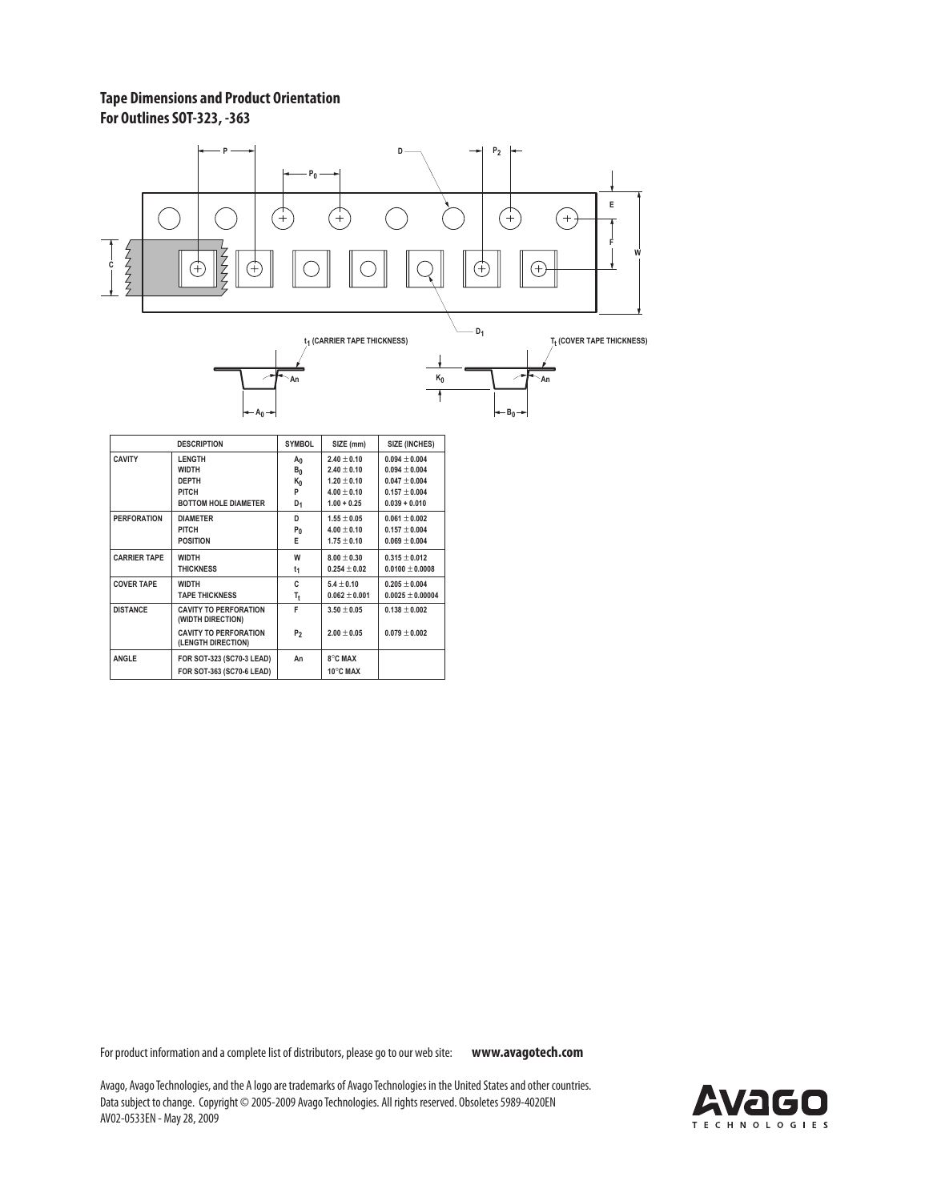## Tape Dimensions and Product Orientation
## For Outlines SOT-323, -363

P
$P_0$
D
$P_2$
E
F
W
C
$D_1$
$t_1$ (CARRIER TAPE THICKNESS)
$T_t$ (COVER TAPE THICKNESS)
An
$A_0$
$K_0$
An
$B_0$

| DESCRIPTION | | SYMBOL | SIZE (mm) | SIZE (INCHES) |
|---|---|---|---|---|
| CAVITY | LENGTH | $A_0$ | 2.40 ± 0.10 | 0.094 ± 0.004 |
| | WIDTH | $B_0$ | 2.40 ± 0.10 | 0.094 ± 0.004 |
| | DEPTH | $K_0$ | 1.20 ± 0.10 | 0.047 ± 0.004 |
| | PITCH | P | 4.00 ± 0.10 | 0.157 ± 0.004 |
| | BOTTOM HOLE DIAMETER | $D_1$ | 1.00 + 0.25 | 0.039 + 0.010 |
| PERFORATION | DIAMETER | D | 1.55 ± 0.05 | 0.061 ± 0.002 |
| | PITCH | $P_0$ | 4.00 ± 0.10 | 0.157 ± 0.004 |
| | POSITION | E | 1.75 ± 0.10 | 0.069 ± 0.004 |
| CARRIER TAPE | WIDTH | W | 8.00 ± 0.30 | 0.315 ± 0.012 |
| | THICKNESS | $t_1$ | 0.254 ± 0.02 | 0.0100 ± 0.0008 |
| COVER TAPE | WIDTH | C | 5.4 ± 0.10 | 0.205 ± 0.004 |
| | TAPE THICKNESS | $T_t$ | 0.062 ± 0.001 | 0.0025 ± 0.00004 |
| DISTANCE | CAVITY TO PERFORATION (WIDTH DIRECTION) | F | 3.50 ± 0.05 | 0.138 ± 0.002 |
| | CAVITY TO PERFORATION (LENGTH DIRECTION) | $P_2$ | 2.00 ± 0.05 | 0.079 ± 0.002 |
| ANGLE | FOR SOT-323 (SC70-3 LEAD) | An | 8°C MAX | |
| | FOR SOT-363 (SC70-6 LEAD) | | 10°C MAX | |

For product information and a complete list of distributors, please go to our web site: **www.avagotech.com**

Avago, Avago Technologies, and the A logo are trademarks of Avago Technologies in the United States and other countries.
Data subject to change. Copyright © 2005-2009 Avago Technologies. All rights reserved. Obsoletes 5989-4020EN
AV02-0533EN - May 28, 2009